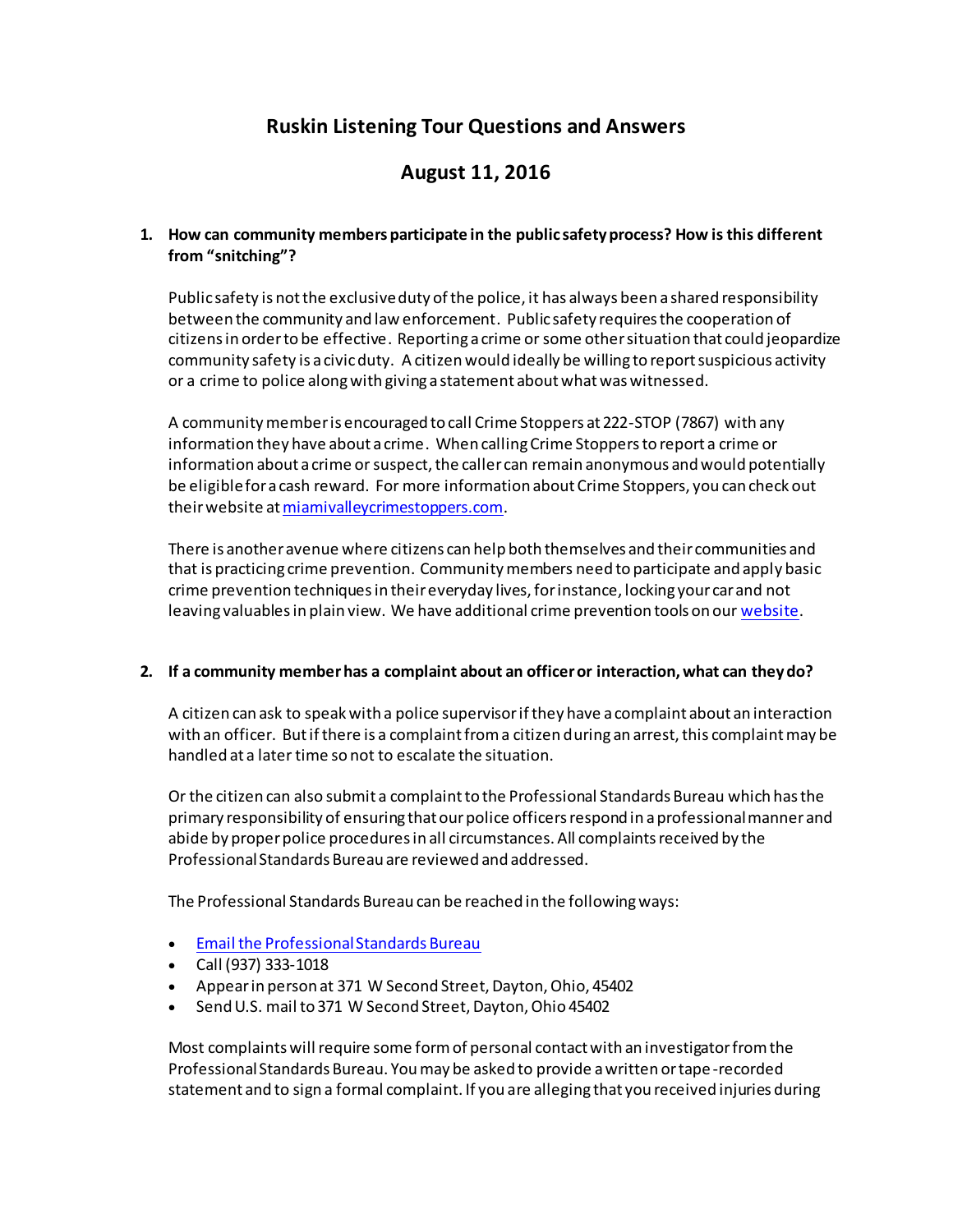# Ruskin Listening Tour Questions and Answers

## August 11, 2016

1. **How can community members participate in the public safety process? How is this different from "snitching"?**

   Public safety is not the exclusive duty of the police, it has always been a shared responsibility between the community and law enforcement. Public safety requires the cooperation of citizens in order to be effective. Reporting a crime or some other situation that could jeopardize community safety is a civic duty. A citizen would ideally be willing to report suspicious activity or a crime to police along with giving a statement about what was witnessed.

   A community member is encouraged to call Crime Stoppers at 222-STOP (7867) with any information they have about a crime. When calling Crime Stoppers to report a crime or information about a crime or suspect, the caller can remain anonymous and would potentially be eligible for a cash reward. For more information about Crime Stoppers, you can check out their website at miamivalleycrimestoppers.com.

   There is another avenue where citizens can help both themselves and their communities and that is practicing crime prevention. Community members need to participate and apply basic crime prevention techniques in their everyday lives, for instance, locking your car and not leaving valuables in plain view. We have additional crime prevention tools on our website.

2. **If a community member has a complaint about an officer or interaction, what can they do?**

   A citizen can ask to speak with a police supervisor if they have a complaint about an interaction with an officer. But if there is a complaint from a citizen during an arrest, this complaint may be handled at a later time so not to escalate the situation.

   Or the citizen can also submit a complaint to the Professional Standards Bureau which has the primary responsibility of ensuring that our police officers respond in a professional manner and abide by proper police procedures in all circumstances. All complaints received by the Professional Standards Bureau are reviewed and addressed.

   The Professional Standards Bureau can be reached in the following ways:

   - Email the Professional Standards Bureau
   - Call (937) 333-1018
   - Appear in person at 371 W Second Street, Dayton, Ohio, 45402
   - Send U.S. mail to 371 W Second Street, Dayton, Ohio 45402

   Most complaints will require some form of personal contact with an investigator from the Professional Standards Bureau. You may be asked to provide a written or tape-recorded statement and to sign a formal complaint. If you are alleging that you received injuries during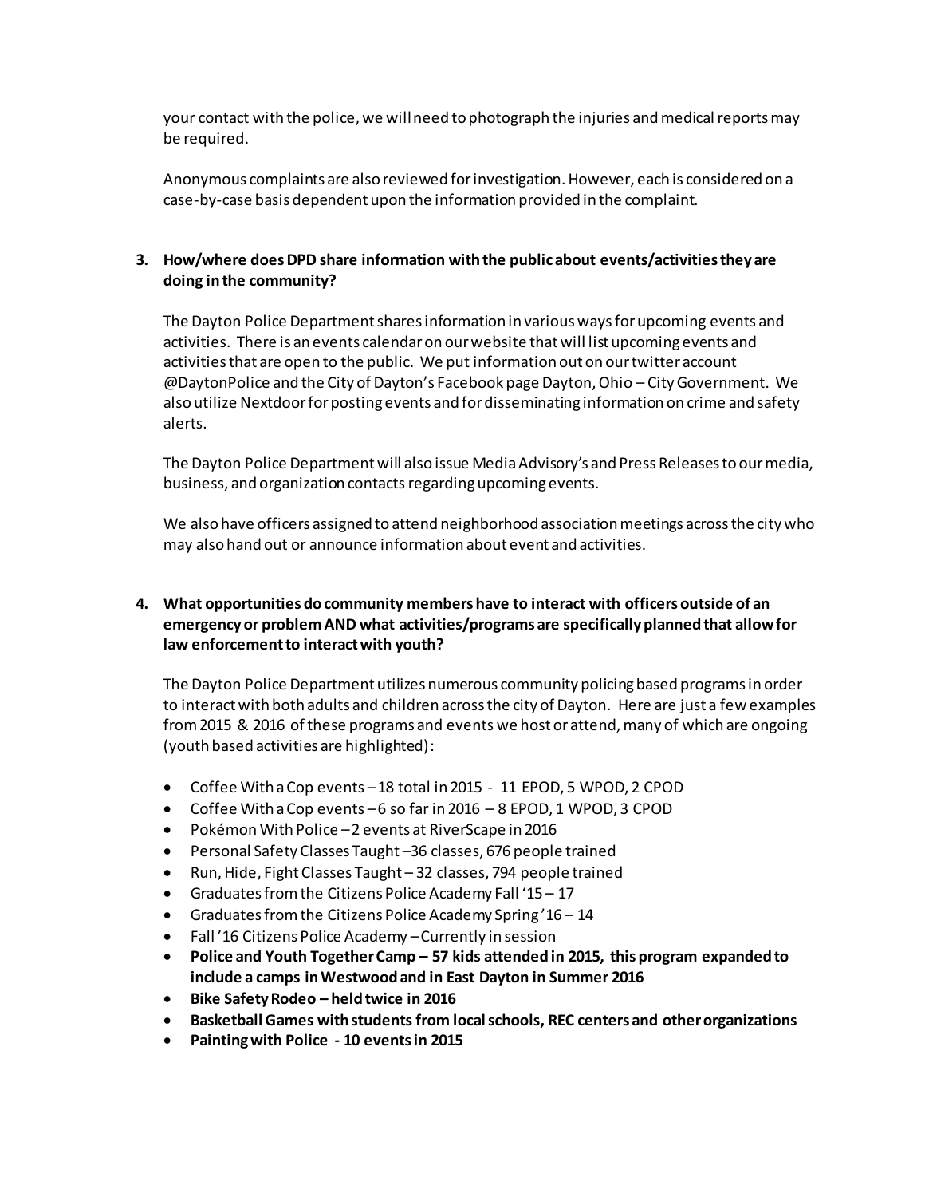your contact with the police, we will need to photograph the injuries and medical reports may be required.

Anonymous complaints are also reviewed for investigation. However, each is considered on a case-by-case basis dependent upon the information provided in the complaint.

3. **How/where does DPD share information with the public about events/activities they are doing in the community?**

   The Dayton Police Department shares information in various ways for upcoming events and activities. There is an events calendar on our website that will list upcoming events and activities that are open to the public. We put information out on our twitter account @DaytonPolice and the City of Dayton's Facebook page Dayton, Ohio – City Government. We also utilize Nextdoor for posting events and for disseminating information on crime and safety alerts.

   The Dayton Police Department will also issue Media Advisory's and Press Releases to our media, business, and organization contacts regarding upcoming events.

   We also have officers assigned to attend neighborhood association meetings across the city who may also hand out or announce information about event and activities.

4. **What opportunities do community members have to interact with officers outside of an emergency or problem AND what activities/programs are specifically planned that allow for law enforcement to interact with youth?**

   The Dayton Police Department utilizes numerous community policing based programs in order to interact with both adults and children across the city of Dayton. Here are just a few examples from 2015 & 2016 of these programs and events we host or attend, many of which are ongoing (youth based activities are highlighted):

   - Coffee With a Cop events – 18 total in 2015 - 11 EPOD, 5 WPOD, 2 CPOD
   - Coffee With a Cop events – 6 so far in 2016 – 8 EPOD, 1 WPOD, 3 CPOD
   - Pokémon With Police – 2 events at RiverScape in 2016
   - Personal Safety Classes Taught – 36 classes, 676 people trained
   - Run, Hide, Fight Classes Taught – 32 classes, 794 people trained
   - Graduates from the Citizens Police Academy Fall '15 – 17
   - Graduates from the Citizens Police Academy Spring '16 – 14
   - Fall '16 Citizens Police Academy – Currently in session
   - **Police and Youth Together Camp – 57 kids attended in 2015, this program expanded to include a camps in Westwood and in East Dayton in Summer 2016**
   - **Bike Safety Rodeo – held twice in 2016**
   - **Basketball Games with students from local schools, REC centers and other organizations**
   - **Painting with Police - 10 events in 2015**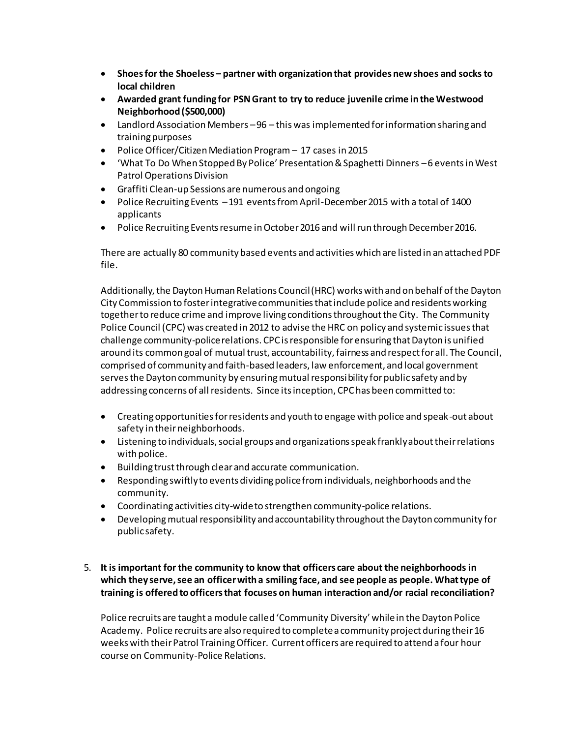- **Shoes for the Shoeless – partner with organization that provides new shoes and socks to local children**
- **Awarded grant funding for PSN Grant to try to reduce juvenile crime in the Westwood Neighborhood ($500,000)**
- Landlord Association Members – 96 – this was implemented for information sharing and training purposes
- Police Officer/Citizen Mediation Program – 17 cases in 2015
- 'What To Do When Stopped By Police' Presentation & Spaghetti Dinners – 6 events in West Patrol Operations Division
- Graffiti Clean-up Sessions are numerous and ongoing
- Police Recruiting Events – 191 events from April-December 2015 with a total of 1400 applicants
- Police Recruiting Events resume in October 2016 and will run through December 2016.

There are actually 80 community based events and activities which are listed in an attached PDF file.

Additionally, the Dayton Human Relations Council (HRC) works with and on behalf of the Dayton City Commission to foster integrative communities that include police and residents working together to reduce crime and improve living conditions throughout the City. The Community Police Council (CPC) was created in 2012 to advise the HRC on policy and systemic issues that challenge community-police relations. CPC is responsible for ensuring that Dayton is unified around its common goal of mutual trust, accountability, fairness and respect for all. The Council, comprised of community and faith-based leaders, law enforcement, and local government serves the Dayton community by ensuring mutual responsibility for public safety and by addressing concerns of all residents. Since its inception, CPC has been committed to:

- Creating opportunities for residents and youth to engage with police and speak-out about safety in their neighborhoods.
- Listening to individuals, social groups and organizations speak frankly about their relations with police.
- Building trust through clear and accurate communication.
- Responding swiftly to events dividing police from individuals, neighborhoods and the community.
- Coordinating activities city-wide to strengthen community-police relations.
- Developing mutual responsibility and accountability throughout the Dayton community for public safety.

5. **It is important for the community to know that officers care about the neighborhoods in which they serve, see an officer with a smiling face, and see people as people. What type of training is offered to officers that focuses on human interaction and/or racial reconciliation?**

   Police recruits are taught a module called 'Community Diversity' while in the Dayton Police Academy. Police recruits are also required to complete a community project during their 16 weeks with their Patrol Training Officer. Current officers are required to attend a four hour course on Community-Police Relations.